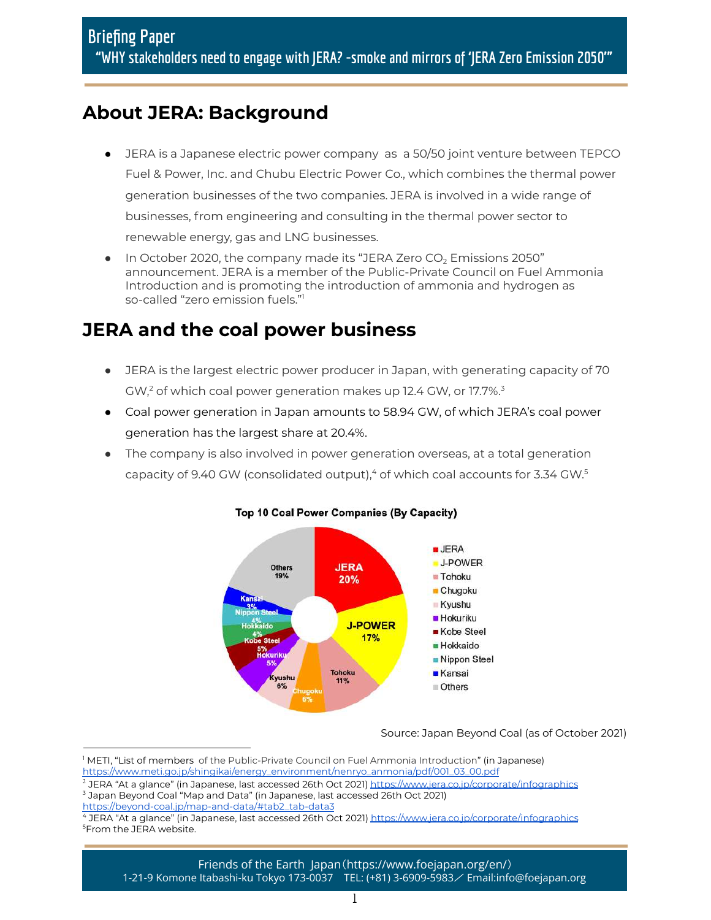# Briefing Paper

## "WHY stakeholders need to engage with JERA? -smoke and mirrors of 'JERA Zero Emission 2050'"

## About JERA: Background

- JERA is a Japanese electric power company as a 50/50 joint venture between TEPCO Fuel & Power, Inc. and Chubu Electric Power Co., which combines the thermal power generation businesses of the two companies. JERA is involved in a wide range of businesses, from engineering and consulting in the thermal power sector to renewable energy, gas and LNG businesses.
- In October 2020, the company made its "JERA Zero $CO_2$ Emissions 2050" announcement. JERA is a member of the Public-Private Council on Fuel Ammonia Introduction and is promoting the introduction of ammonia and hydrogen as so-called "zero emission fuels."[1]

## JERA and the coal power business

- JERA is the largest electric power producer in Japan, with generating capacity of 70 GW,[2] of which coal power generation makes up 12.4 GW, or 17.7%.[3]
- Coal power generation in Japan amounts to 58.94 GW, of which JERA's coal power generation has the largest share at 20.4%.
- The company is also involved in power generation overseas, at a total generation capacity of 9.40 GW (consolidated output),[4] of which coal accounts for 3.34 GW.[5]

**Top 10 Coal Power Companies (By Capacity)**

| Company | Share |
|---|---|
| JERA | 20% |
| J-POWER | 17% |
| Tohoku | 11% |
| Chugoku | 6% |
| Kyushu | 6% |
| Hokuriku | 5% |
| Kobe Steel | 5% |
| Hokkaido | 4% |
| Nippon Steel | 4% |
| Kansai | 3% |
| Others | 19% |

Source: Japan Beyond Coal (as of October 2021)

---

[1] METI, "List of members of the Public-Private Council on Fuel Ammonia Introduction" (in Japanese) https://www.meti.go.jp/shingikai/energy_environment/nenryo_anmonia/pdf/001_03_00.pdf

[2] JERA "At a glance" (in Japanese, last accessed 26th Oct 2021) https://www.jera.co.jp/corporate/infographics

[3] Japan Beyond Coal "Map and Data" (in Japanese, last accessed 26th Oct 2021) https://beyond-coal.jp/map-and-data/#tab2_tab-data3

[4] JERA "At a glance" (in Japanese, last accessed 26th Oct 2021) https://www.jera.co.jp/corporate/infographics

[5] From the JERA website.

Friends of the Earth Japan（https://www.foejapan.org/en/）
1-21-9 Komone Itabashi-ku Tokyo 173-0037 TEL: (+81) 3-6909-5983／ Email:info@foejapan.org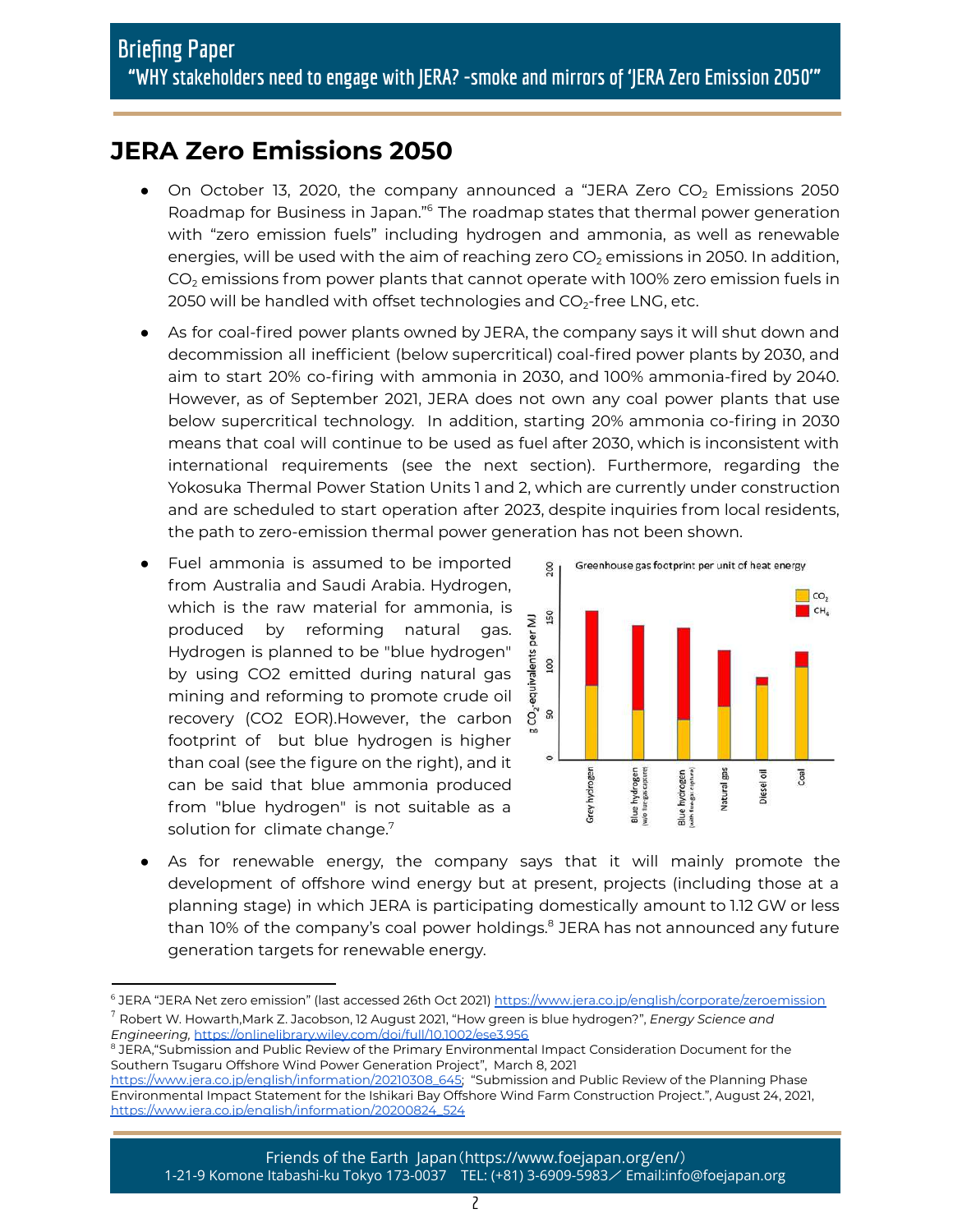## JERA Zero Emissions 2050

- On October 13, 2020, the company announced a "JERA Zero $CO_2$ Emissions 2050 Roadmap for Business in Japan."[6] The roadmap states that thermal power generation with "zero emission fuels" including hydrogen and ammonia, as well as renewable energies, will be used with the aim of reaching zero $CO_2$ emissions in 2050. In addition, $CO_2$ emissions from power plants that cannot operate with 100% zero emission fuels in 2050 will be handled with offset technologies and $CO_2$-free LNG, etc.
- As for coal-fired power plants owned by JERA, the company says it will shut down and decommission all inefficient (below supercritical) coal-fired power plants by 2030, and aim to start 20% co-firing with ammonia in 2030, and 100% ammonia-fired by 2040. However, as of September 2021, JERA does not own any coal power plants that use below supercritical technology. In addition, starting 20% ammonia co-firing in 2030 means that coal will continue to be used as fuel after 2030, which is inconsistent with international requirements (see the next section). Furthermore, regarding the Yokosuka Thermal Power Station Units 1 and 2, which are currently under construction and are scheduled to start operation after 2023, despite inquiries from local residents, the path to zero-emission thermal power generation has not been shown.
- Fuel ammonia is assumed to be imported from Australia and Saudi Arabia. Hydrogen, which is the raw material for ammonia, is produced by reforming natural gas. Hydrogen is planned to be "blue hydrogen" by using CO2 emitted during natural gas mining and reforming to promote crude oil recovery (CO2 EOR).However, the carbon footprint of but blue hydrogen is higher than coal (see the figure on the right), and it can be said that blue ammonia produced from "blue hydrogen" is not suitable as a solution for climate change.[7]

Greenhouse gas footprint per unit of heat energy

- As for renewable energy, the company says that it will mainly promote the development of offshore wind energy but at present, projects (including those at a planning stage) in which JERA is participating domestically amount to 1.12 GW or less than 10% of the company's coal power holdings.[8] JERA has not announced any future generation targets for renewable energy.

---

[6] JERA "JERA Net zero emission" (last accessed 26th Oct 2021) https://www.jera.co.jp/english/corporate/zeroemission

[7] Robert W. Howarth,Mark Z. Jacobson, 12 August 2021, "How green is blue hydrogen?", *Energy Science and Engineering,* https://onlinelibrary.wiley.com/doi/full/10.1002/ese3.956

[8] JERA,"Submission and Public Review of the Primary Environmental Impact Consideration Document for the Southern Tsugaru Offshore Wind Power Generation Project", March 8, 2021 https://www.jera.co.jp/english/information/20210308_645; "Submission and Public Review of the Planning Phase Environmental Impact Statement for the Ishikari Bay Offshore Wind Farm Construction Project.", August 24, 2021, https://www.jera.co.jp/english/information/20200824_524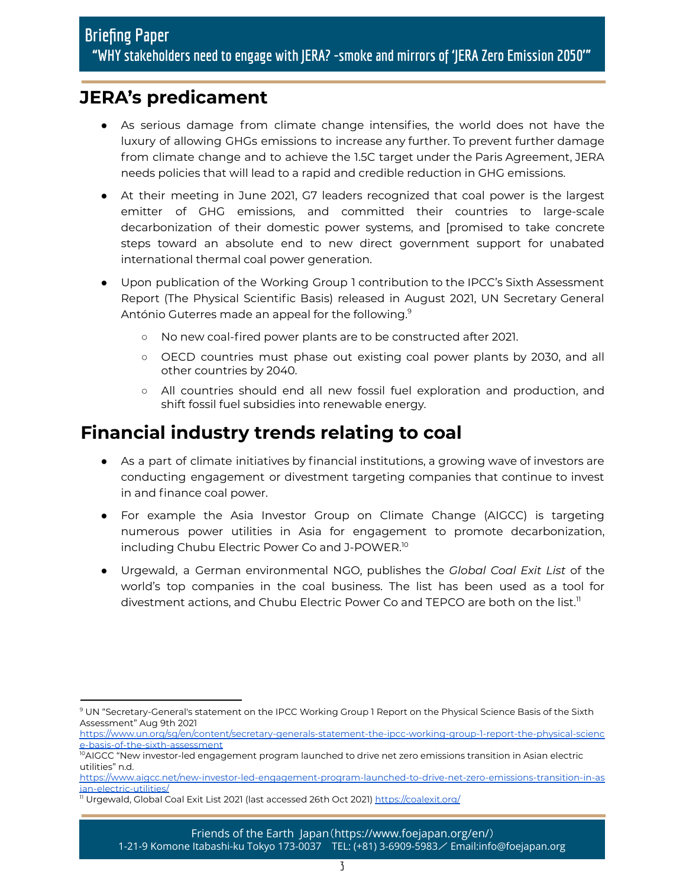## JERA's predicament

- As serious damage from climate change intensifies, the world does not have the luxury of allowing GHGs emissions to increase any further. To prevent further damage from climate change and to achieve the 1.5C target under the Paris Agreement, JERA needs policies that will lead to a rapid and credible reduction in GHG emissions.
- At their meeting in June 2021, G7 leaders recognized that coal power is the largest emitter of GHG emissions, and committed their countries to large-scale decarbonization of their domestic power systems, and [promised to take concrete steps toward an absolute end to new direct government support for unabated international thermal coal power generation.
- Upon publication of the Working Group 1 contribution to the IPCC's Sixth Assessment Report (The Physical Scientific Basis) released in August 2021, UN Secretary General António Guterres made an appeal for the following.[9]
  - No new coal-fired power plants are to be constructed after 2021.
  - OECD countries must phase out existing coal power plants by 2030, and all other countries by 2040.
  - All countries should end all new fossil fuel exploration and production, and shift fossil fuel subsidies into renewable energy.

## Financial industry trends relating to coal

- As a part of climate initiatives by financial institutions, a growing wave of investors are conducting engagement or divestment targeting companies that continue to invest in and finance coal power.
- For example the Asia Investor Group on Climate Change (AIGCC) is targeting numerous power utilities in Asia for engagement to promote decarbonization, including Chubu Electric Power Co and J-POWER.[10]
- Urgewald, a German environmental NGO, publishes the *Global Coal Exit List* of the world's top companies in the coal business. The list has been used as a tool for divestment actions, and Chubu Electric Power Co and TEPCO are both on the list.[11]

---

[9] UN "Secretary-General's statement on the IPCC Working Group 1 Report on the Physical Science Basis of the Sixth Assessment" Aug 9th 2021 https://www.un.org/sg/en/content/secretary-generals-statement-the-ipcc-working-group-1-report-the-physical-science-basis-of-the-sixth-assessment

[10] AIGCC "New investor-led engagement program launched to drive net zero emissions transition in Asian electric utilities" n.d. https://www.aigcc.net/new-investor-led-engagement-program-launched-to-drive-net-zero-emissions-transition-in-asian-electric-utilities/

[11] Urgewald, Global Coal Exit List 2021 (last accessed 26th Oct 2021) https://coalexit.org/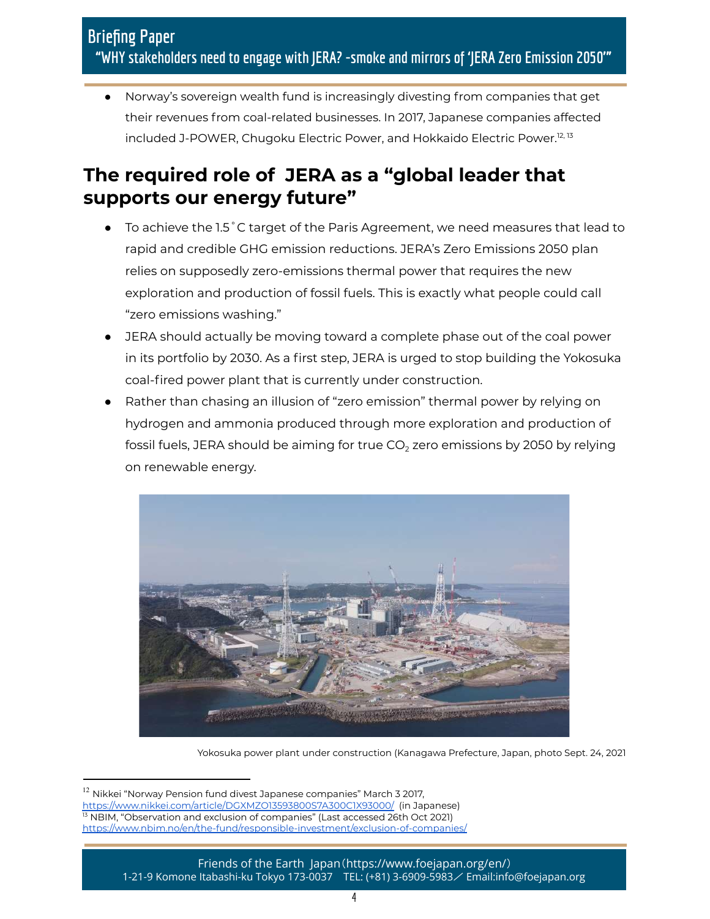- Norway's sovereign wealth fund is increasingly divesting from companies that get their revenues from coal-related businesses. In 2017, Japanese companies affected included J-POWER, Chugoku Electric Power, and Hokkaido Electric Power.[12, 13]

## The required role of JERA as a "global leader that supports our energy future"

- To achieve the 1.5˚C target of the Paris Agreement, we need measures that lead to rapid and credible GHG emission reductions. JERA's Zero Emissions 2050 plan relies on supposedly zero-emissions thermal power that requires the new exploration and production of fossil fuels. This is exactly what people could call "zero emissions washing."
- JERA should actually be moving toward a complete phase out of the coal power in its portfolio by 2030. As a first step, JERA is urged to stop building the Yokosuka coal-fired power plant that is currently under construction.
- Rather than chasing an illusion of "zero emission" thermal power by relying on hydrogen and ammonia produced through more exploration and production of fossil fuels, JERA should be aiming for true $CO_2$ zero emissions by 2050 by relying on renewable energy.

Yokosuka power plant under construction (Kanagawa Prefecture, Japan, photo Sept. 24, 2021

[12] Nikkei "Norway Pension fund divest Japanese companies" March 3 2017, https://www.nikkei.com/article/DGXMZO13593800S7A300C1X93000/ (in Japanese)
[13] NBIM, "Observation and exclusion of companies" (Last accessed 26th Oct 2021) https://www.nbim.no/en/the-fund/responsible-investment/exclusion-of-companies/